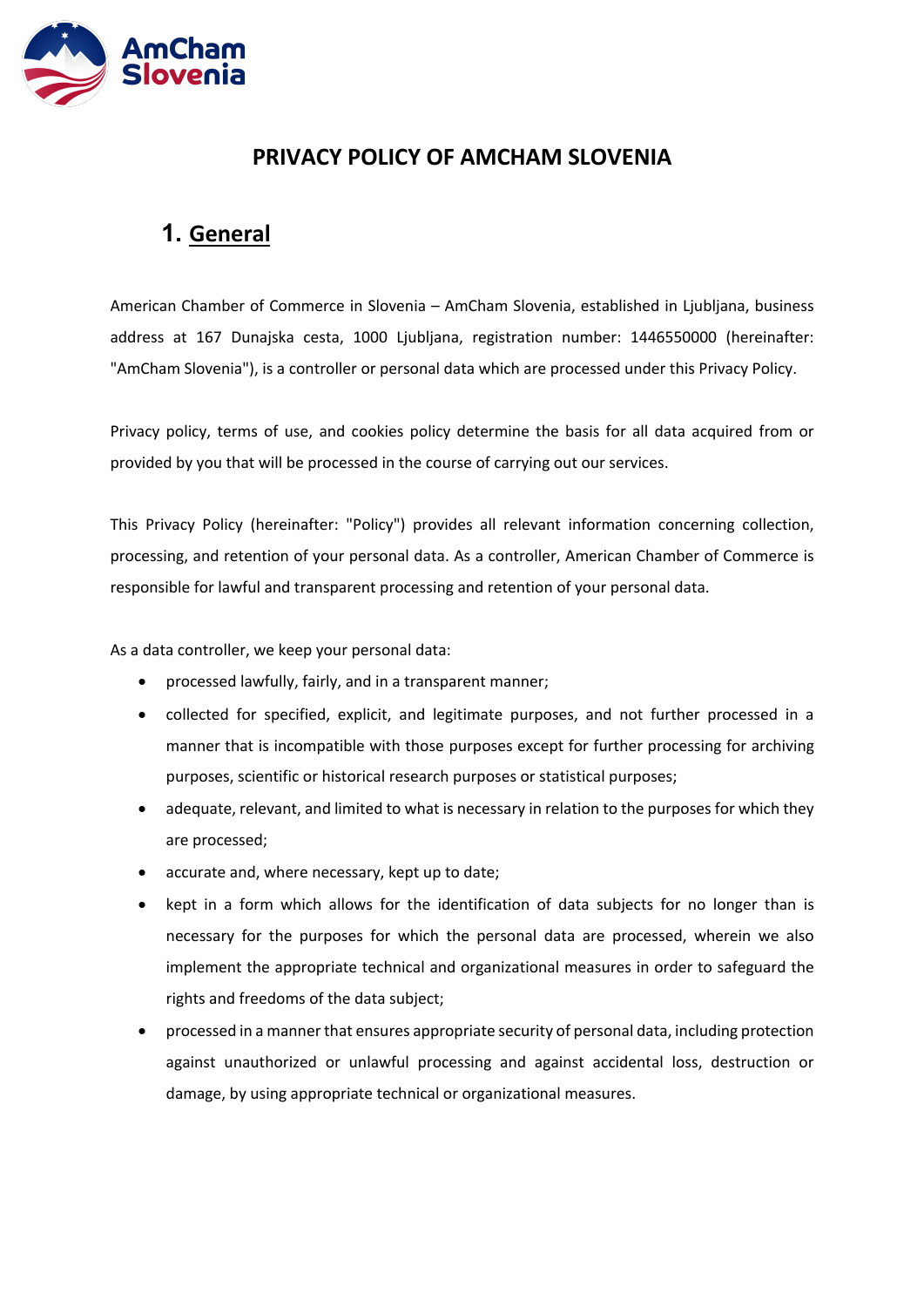# PRIVACY POLICY OF AMCHAM SLOVENIA

## 1. General

American Chamber of Commerce in Slovenia – AmCham Slovenia, established in Ljubljana, business address at 167 Dunajska cesta, 1000 Ljubljana, registration number: 1446550000 (hereinafter: "AmCham Slovenia"), is a controller or personal data which are processed under this Privacy Policy.

Privacy policy, terms of use, and cookies policy determine the basis for all data acquired from or provided by you that will be processed in the course of carrying out our services.

This Privacy Policy (hereinafter: "Policy") provides all relevant information concerning collection, processing, and retention of your personal data. As a controller, American Chamber of Commerce is responsible for lawful and transparent processing and retention of your personal data.

As a data controller, we keep your personal data:

- processed lawfully, fairly, and in a transparent manner;
- collected for specified, explicit, and legitimate purposes, and not further processed in a manner that is incompatible with those purposes except for further processing for archiving purposes, scientific or historical research purposes or statistical purposes;
- adequate, relevant, and limited to what is necessary in relation to the purposes for which they are processed;
- accurate and, where necessary, kept up to date;
- kept in a form which allows for the identification of data subjects for no longer than is necessary for the purposes for which the personal data are processed, wherein we also implement the appropriate technical and organizational measures in order to safeguard the rights and freedoms of the data subject;
- processed in a manner that ensures appropriate security of personal data, including protection against unauthorized or unlawful processing and against accidental loss, destruction or damage, by using appropriate technical or organizational measures.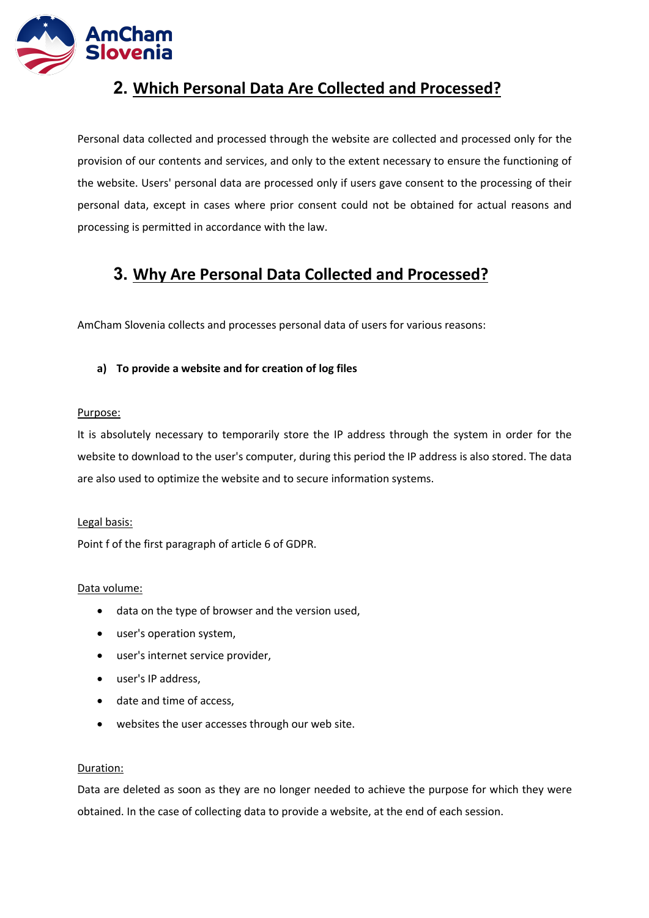## 2. Which Personal Data Are Collected and Processed?

Personal data collected and processed through the website are collected and processed only for the provision of our contents and services, and only to the extent necessary to ensure the functioning of the website. Users' personal data are processed only if users gave consent to the processing of their personal data, except in cases where prior consent could not be obtained for actual reasons and processing is permitted in accordance with the law.

## 3. Why Are Personal Data Collected and Processed?

AmCham Slovenia collects and processes personal data of users for various reasons:

**a) To provide a website and for creation of log files**

Purpose:

It is absolutely necessary to temporarily store the IP address through the system in order for the website to download to the user's computer, during this period the IP address is also stored. The data are also used to optimize the website and to secure information systems.

Legal basis:

Point f of the first paragraph of article 6 of GDPR.

Data volume:

- data on the type of browser and the version used,
- user's operation system,
- user's internet service provider,
- user's IP address,
- date and time of access,
- websites the user accesses through our web site.

Duration:

Data are deleted as soon as they are no longer needed to achieve the purpose for which they were obtained. In the case of collecting data to provide a website, at the end of each session.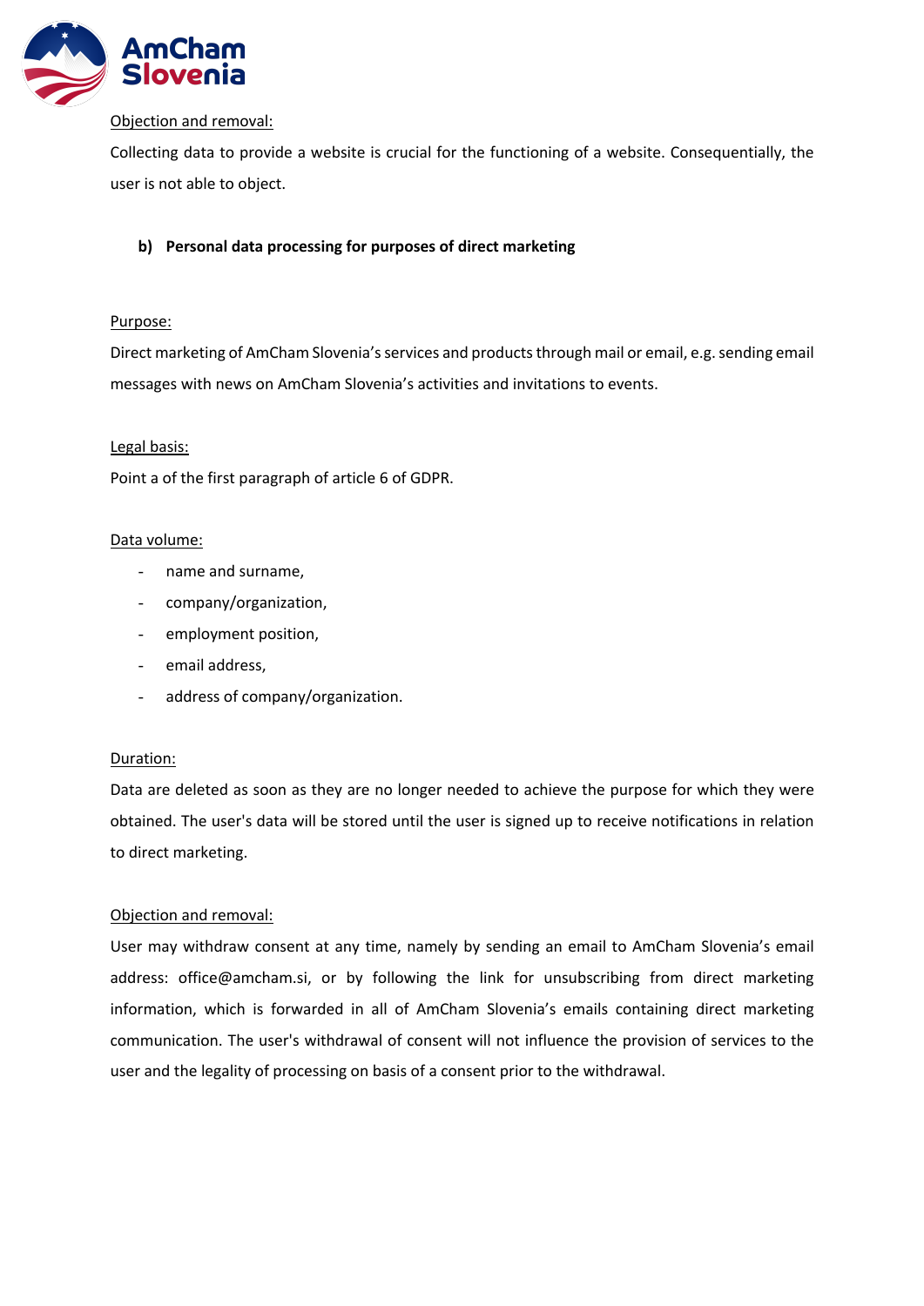Objection and removal:

Collecting data to provide a website is crucial for the functioning of a website. Consequentially, the user is not able to object.

### b) Personal data processing for purposes of direct marketing

Purpose:

Direct marketing of AmCham Slovenia's services and products through mail or email, e.g. sending email messages with news on AmCham Slovenia's activities and invitations to events.

Legal basis:

Point a of the first paragraph of article 6 of GDPR.

Data volume:

- name and surname,
- company/organization,
- employment position,
- email address,
- address of company/organization.

Duration:

Data are deleted as soon as they are no longer needed to achieve the purpose for which they were obtained. The user's data will be stored until the user is signed up to receive notifications in relation to direct marketing.

Objection and removal:

User may withdraw consent at any time, namely by sending an email to AmCham Slovenia's email address: office@amcham.si, or by following the link for unsubscribing from direct marketing information, which is forwarded in all of AmCham Slovenia's emails containing direct marketing communication. The user's withdrawal of consent will not influence the provision of services to the user and the legality of processing on basis of a consent prior to the withdrawal.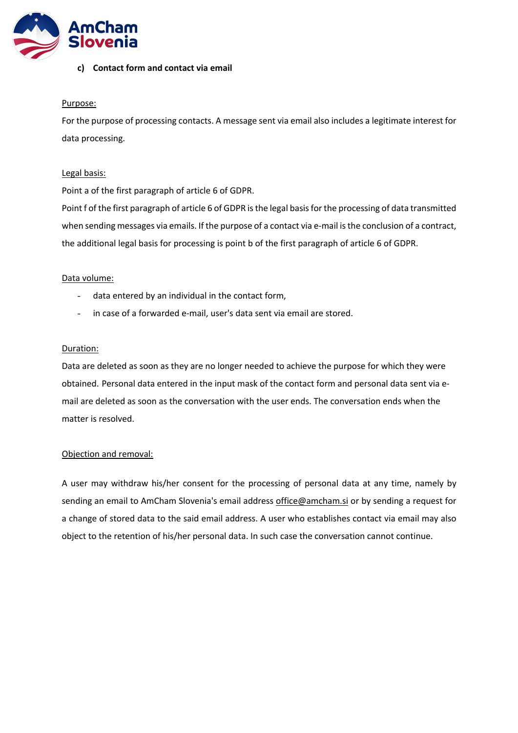### c) Contact form and contact via email

Purpose:

For the purpose of processing contacts. A message sent via email also includes a legitimate interest for data processing.

Legal basis:

Point a of the first paragraph of article 6 of GDPR.

Point f of the first paragraph of article 6 of GDPR is the legal basis for the processing of data transmitted when sending messages via emails. If the purpose of a contact via e-mail is the conclusion of a contract, the additional legal basis for processing is point b of the first paragraph of article 6 of GDPR.

Data volume:

- data entered by an individual in the contact form,
- in case of a forwarded e-mail, user's data sent via email are stored.

Duration:

Data are deleted as soon as they are no longer needed to achieve the purpose for which they were obtained. Personal data entered in the input mask of the contact form and personal data sent via e-mail are deleted as soon as the conversation with the user ends. The conversation ends when the matter is resolved.

Objection and removal:

A user may withdraw his/her consent for the processing of personal data at any time, namely by sending an email to AmCham Slovenia's email address office@amcham.si or by sending a request for a change of stored data to the said email address. A user who establishes contact via email may also object to the retention of his/her personal data. In such case the conversation cannot continue.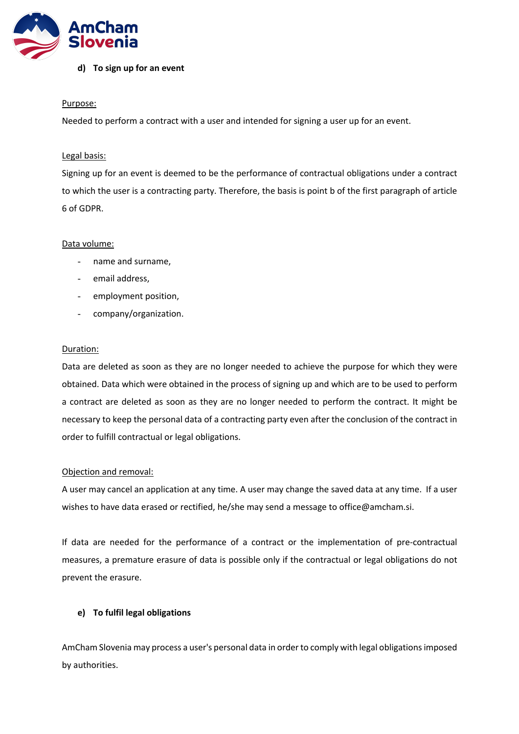#### d) To sign up for an event

Purpose:

Needed to perform a contract with a user and intended for signing a user up for an event.

Legal basis:

Signing up for an event is deemed to be the performance of contractual obligations under a contract to which the user is a contracting party. Therefore, the basis is point b of the first paragraph of article 6 of GDPR.

Data volume:

- name and surname,
- email address,
- employment position,
- company/organization.

Duration:

Data are deleted as soon as they are no longer needed to achieve the purpose for which they were obtained. Data which were obtained in the process of signing up and which are to be used to perform a contract are deleted as soon as they are no longer needed to perform the contract. It might be necessary to keep the personal data of a contracting party even after the conclusion of the contract in order to fulfill contractual or legal obligations.

Objection and removal:

A user may cancel an application at any time. A user may change the saved data at any time. If a user wishes to have data erased or rectified, he/she may send a message to office@amcham.si.

If data are needed for the performance of a contract or the implementation of pre-contractual measures, a premature erasure of data is possible only if the contractual or legal obligations do not prevent the erasure.

#### e) To fulfil legal obligations

AmCham Slovenia may process a user's personal data in order to comply with legal obligations imposed by authorities.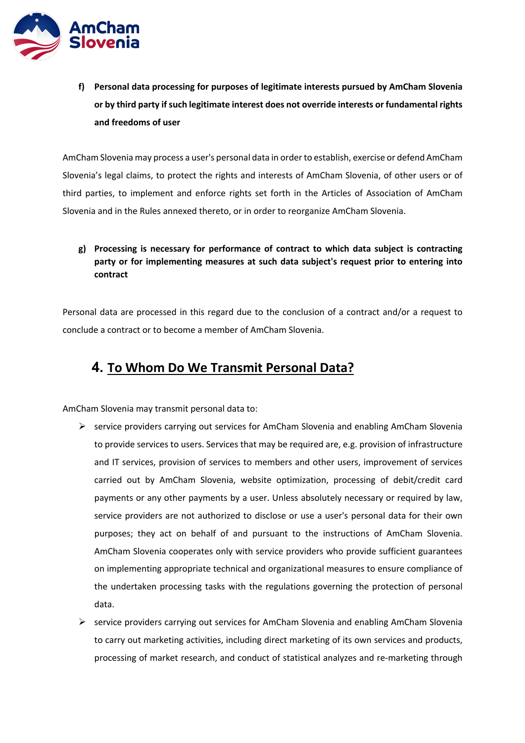f) **Personal data processing for purposes of legitimate interests pursued by AmCham Slovenia or by third party if such legitimate interest does not override interests or fundamental rights and freedoms of user**

AmCham Slovenia may process a user's personal data in order to establish, exercise or defend AmCham Slovenia's legal claims, to protect the rights and interests of AmCham Slovenia, of other users or of third parties, to implement and enforce rights set forth in the Articles of Association of AmCham Slovenia and in the Rules annexed thereto, or in order to reorganize AmCham Slovenia.

g) **Processing is necessary for performance of contract to which data subject is contracting party or for implementing measures at such data subject's request prior to entering into contract**

Personal data are processed in this regard due to the conclusion of a contract and/or a request to conclude a contract or to become a member of AmCham Slovenia.

## 4. To Whom Do We Transmit Personal Data?

AmCham Slovenia may transmit personal data to:

- service providers carrying out services for AmCham Slovenia and enabling AmCham Slovenia to provide services to users. Services that may be required are, e.g. provision of infrastructure and IT services, provision of services to members and other users, improvement of services carried out by AmCham Slovenia, website optimization, processing of debit/credit card payments or any other payments by a user. Unless absolutely necessary or required by law, service providers are not authorized to disclose or use a user's personal data for their own purposes; they act on behalf of and pursuant to the instructions of AmCham Slovenia. AmCham Slovenia cooperates only with service providers who provide sufficient guarantees on implementing appropriate technical and organizational measures to ensure compliance of the undertaken processing tasks with the regulations governing the protection of personal data.
- service providers carrying out services for AmCham Slovenia and enabling AmCham Slovenia to carry out marketing activities, including direct marketing of its own services and products, processing of market research, and conduct of statistical analyzes and re-marketing through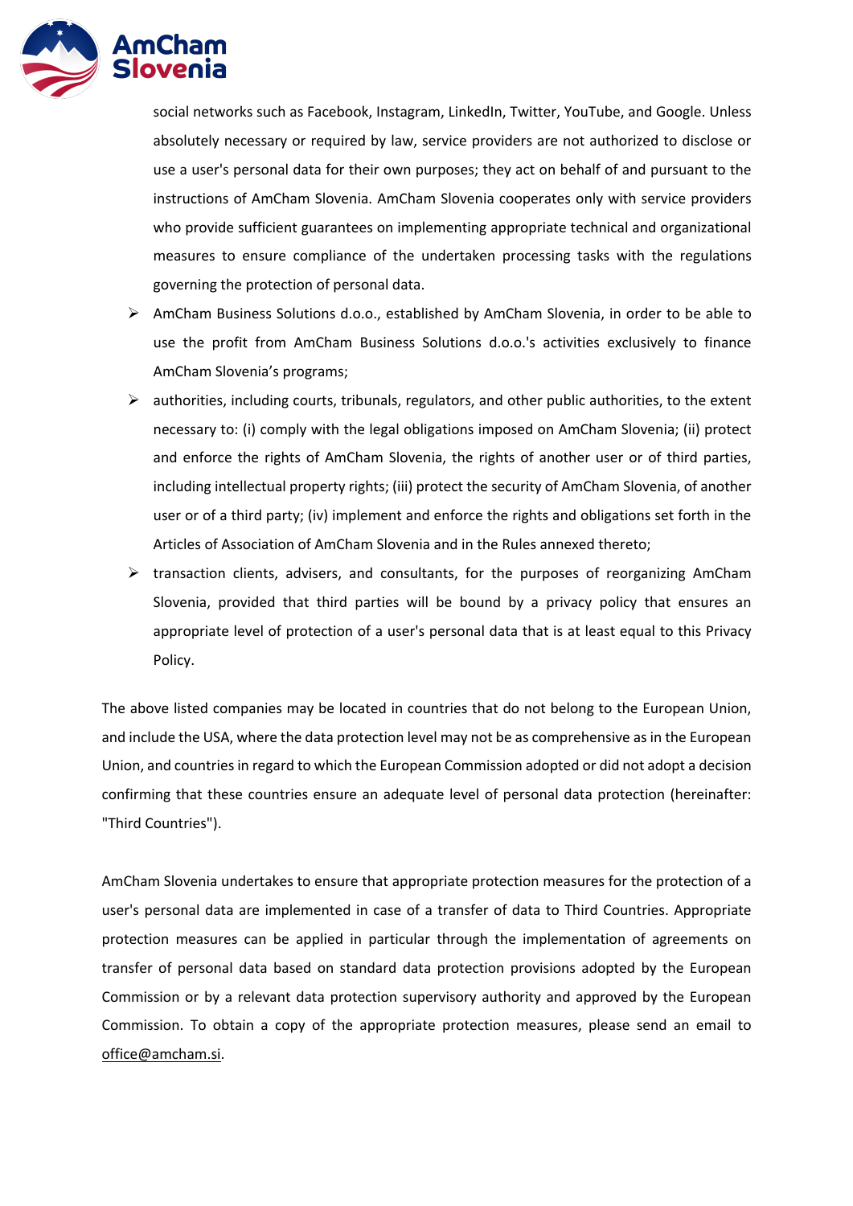social networks such as Facebook, Instagram, LinkedIn, Twitter, YouTube, and Google. Unless absolutely necessary or required by law, service providers are not authorized to disclose or use a user's personal data for their own purposes; they act on behalf of and pursuant to the instructions of AmCham Slovenia. AmCham Slovenia cooperates only with service providers who provide sufficient guarantees on implementing appropriate technical and organizational measures to ensure compliance of the undertaken processing tasks with the regulations governing the protection of personal data.

- AmCham Business Solutions d.o.o., established by AmCham Slovenia, in order to be able to use the profit from AmCham Business Solutions d.o.o.'s activities exclusively to finance AmCham Slovenia's programs;
- authorities, including courts, tribunals, regulators, and other public authorities, to the extent necessary to: (i) comply with the legal obligations imposed on AmCham Slovenia; (ii) protect and enforce the rights of AmCham Slovenia, the rights of another user or of third parties, including intellectual property rights; (iii) protect the security of AmCham Slovenia, of another user or of a third party; (iv) implement and enforce the rights and obligations set forth in the Articles of Association of AmCham Slovenia and in the Rules annexed thereto;
- transaction clients, advisers, and consultants, for the purposes of reorganizing AmCham Slovenia, provided that third parties will be bound by a privacy policy that ensures an appropriate level of protection of a user's personal data that is at least equal to this Privacy Policy.

The above listed companies may be located in countries that do not belong to the European Union, and include the USA, where the data protection level may not be as comprehensive as in the European Union, and countries in regard to which the European Commission adopted or did not adopt a decision confirming that these countries ensure an adequate level of personal data protection (hereinafter: "Third Countries").

AmCham Slovenia undertakes to ensure that appropriate protection measures for the protection of a user's personal data are implemented in case of a transfer of data to Third Countries. Appropriate protection measures can be applied in particular through the implementation of agreements on transfer of personal data based on standard data protection provisions adopted by the European Commission or by a relevant data protection supervisory authority and approved by the European Commission. To obtain a copy of the appropriate protection measures, please send an email to office@amcham.si.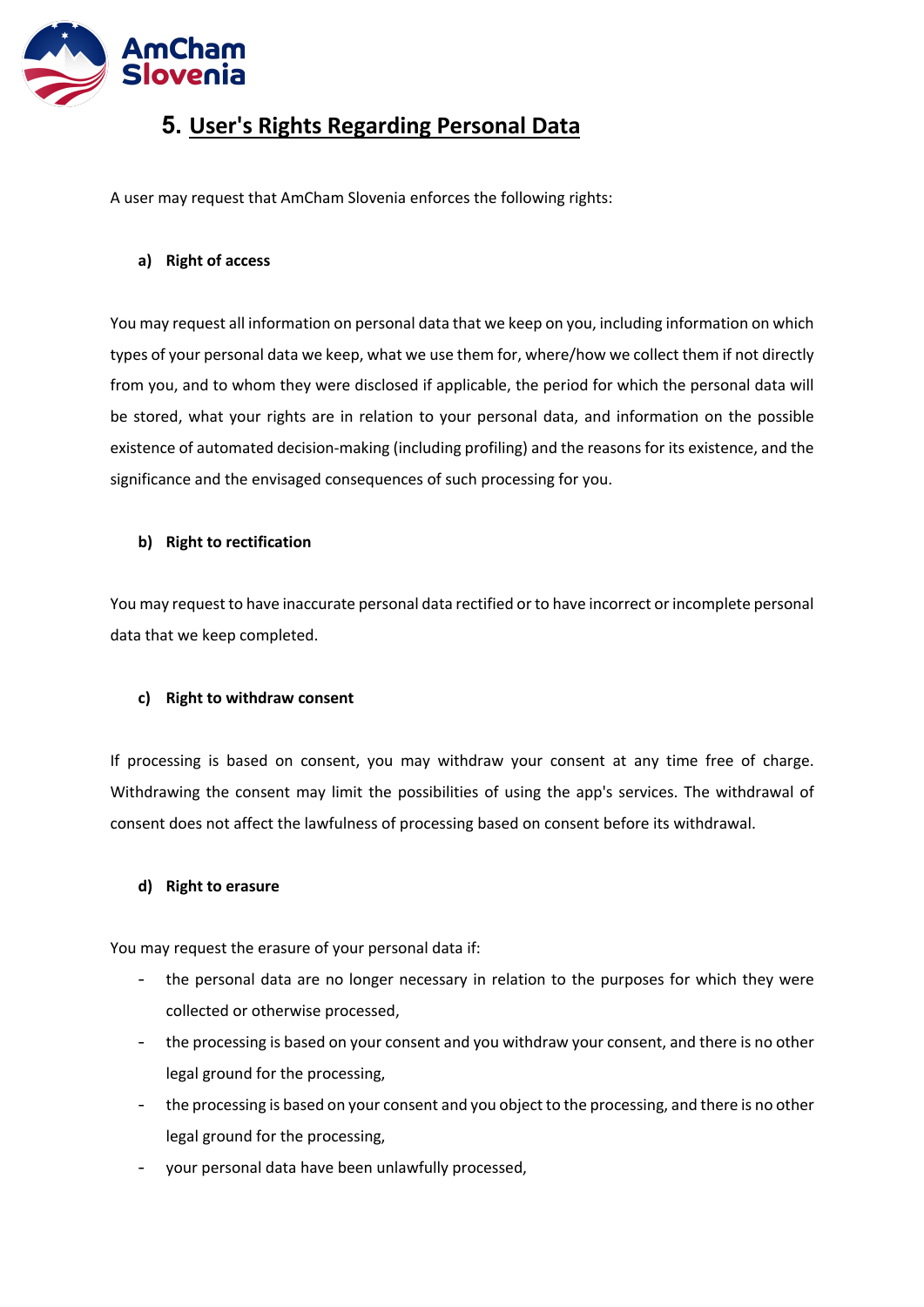## 5. User's Rights Regarding Personal Data

A user may request that AmCham Slovenia enforces the following rights:

**a) Right of access**

You may request all information on personal data that we keep on you, including information on which types of your personal data we keep, what we use them for, where/how we collect them if not directly from you, and to whom they were disclosed if applicable, the period for which the personal data will be stored, what your rights are in relation to your personal data, and information on the possible existence of automated decision-making (including profiling) and the reasons for its existence, and the significance and the envisaged consequences of such processing for you.

**b) Right to rectification**

You may request to have inaccurate personal data rectified or to have incorrect or incomplete personal data that we keep completed.

**c) Right to withdraw consent**

If processing is based on consent, you may withdraw your consent at any time free of charge. Withdrawing the consent may limit the possibilities of using the app's services. The withdrawal of consent does not affect the lawfulness of processing based on consent before its withdrawal.

**d) Right to erasure**

You may request the erasure of your personal data if:

- the personal data are no longer necessary in relation to the purposes for which they were collected or otherwise processed,
- the processing is based on your consent and you withdraw your consent, and there is no other legal ground for the processing,
- the processing is based on your consent and you object to the processing, and there is no other legal ground for the processing,
- your personal data have been unlawfully processed,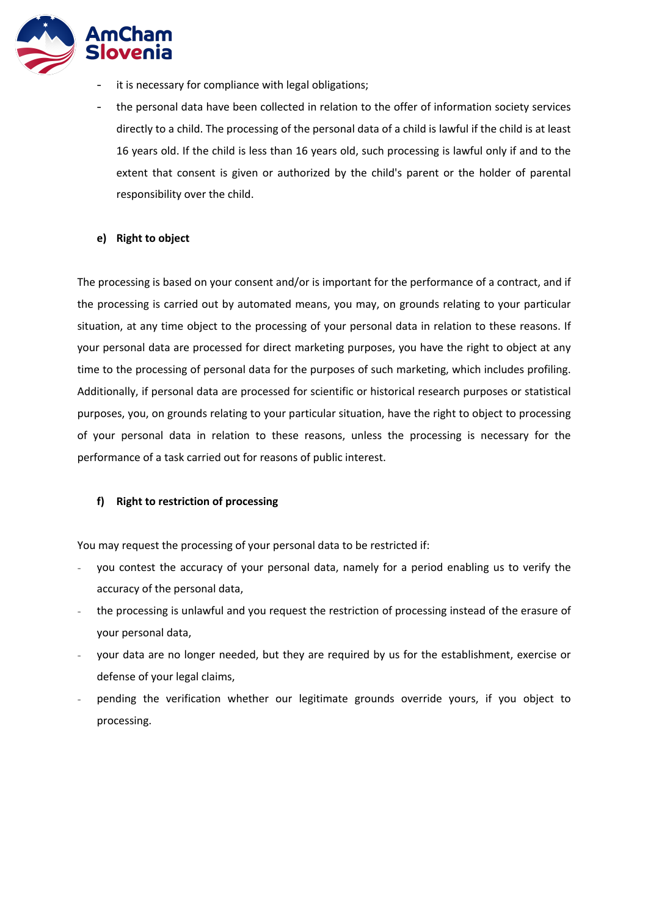- it is necessary for compliance with legal obligations;
- the personal data have been collected in relation to the offer of information society services directly to a child. The processing of the personal data of a child is lawful if the child is at least 16 years old. If the child is less than 16 years old, such processing is lawful only if and to the extent that consent is given or authorized by the child's parent or the holder of parental responsibility over the child.

**e) Right to object**

The processing is based on your consent and/or is important for the performance of a contract, and if the processing is carried out by automated means, you may, on grounds relating to your particular situation, at any time object to the processing of your personal data in relation to these reasons. If your personal data are processed for direct marketing purposes, you have the right to object at any time to the processing of personal data for the purposes of such marketing, which includes profiling. Additionally, if personal data are processed for scientific or historical research purposes or statistical purposes, you, on grounds relating to your particular situation, have the right to object to processing of your personal data in relation to these reasons, unless the processing is necessary for the performance of a task carried out for reasons of public interest.

**f) Right to restriction of processing**

You may request the processing of your personal data to be restricted if:

- you contest the accuracy of your personal data, namely for a period enabling us to verify the accuracy of the personal data,
- the processing is unlawful and you request the restriction of processing instead of the erasure of your personal data,
- your data are no longer needed, but they are required by us for the establishment, exercise or defense of your legal claims,
- pending the verification whether our legitimate grounds override yours, if you object to processing.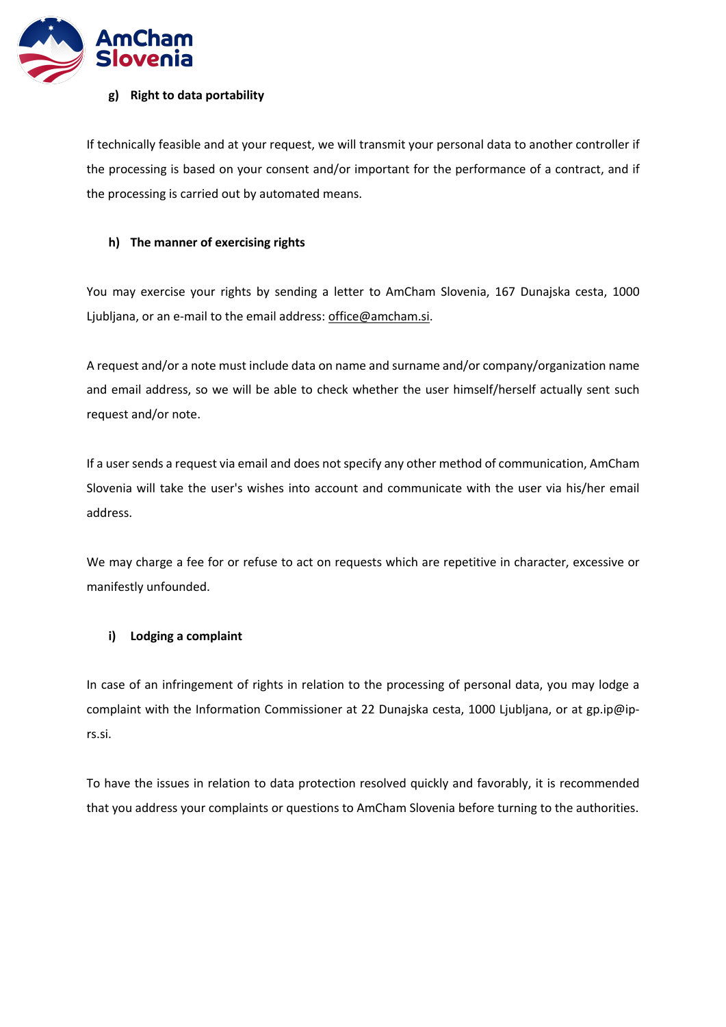#### g) Right to data portability

If technically feasible and at your request, we will transmit your personal data to another controller if the processing is based on your consent and/or important for the performance of a contract, and if the processing is carried out by automated means.

#### h) The manner of exercising rights

You may exercise your rights by sending a letter to AmCham Slovenia, 167 Dunajska cesta, 1000 Ljubljana, or an e-mail to the email address: office@amcham.si.

A request and/or a note must include data on name and surname and/or company/organization name and email address, so we will be able to check whether the user himself/herself actually sent such request and/or note.

If a user sends a request via email and does not specify any other method of communication, AmCham Slovenia will take the user's wishes into account and communicate with the user via his/her email address.

We may charge a fee for or refuse to act on requests which are repetitive in character, excessive or manifestly unfounded.

#### i) Lodging a complaint

In case of an infringement of rights in relation to the processing of personal data, you may lodge a complaint with the Information Commissioner at 22 Dunajska cesta, 1000 Ljubljana, or at gp.ip@ip-rs.si.

To have the issues in relation to data protection resolved quickly and favorably, it is recommended that you address your complaints or questions to AmCham Slovenia before turning to the authorities.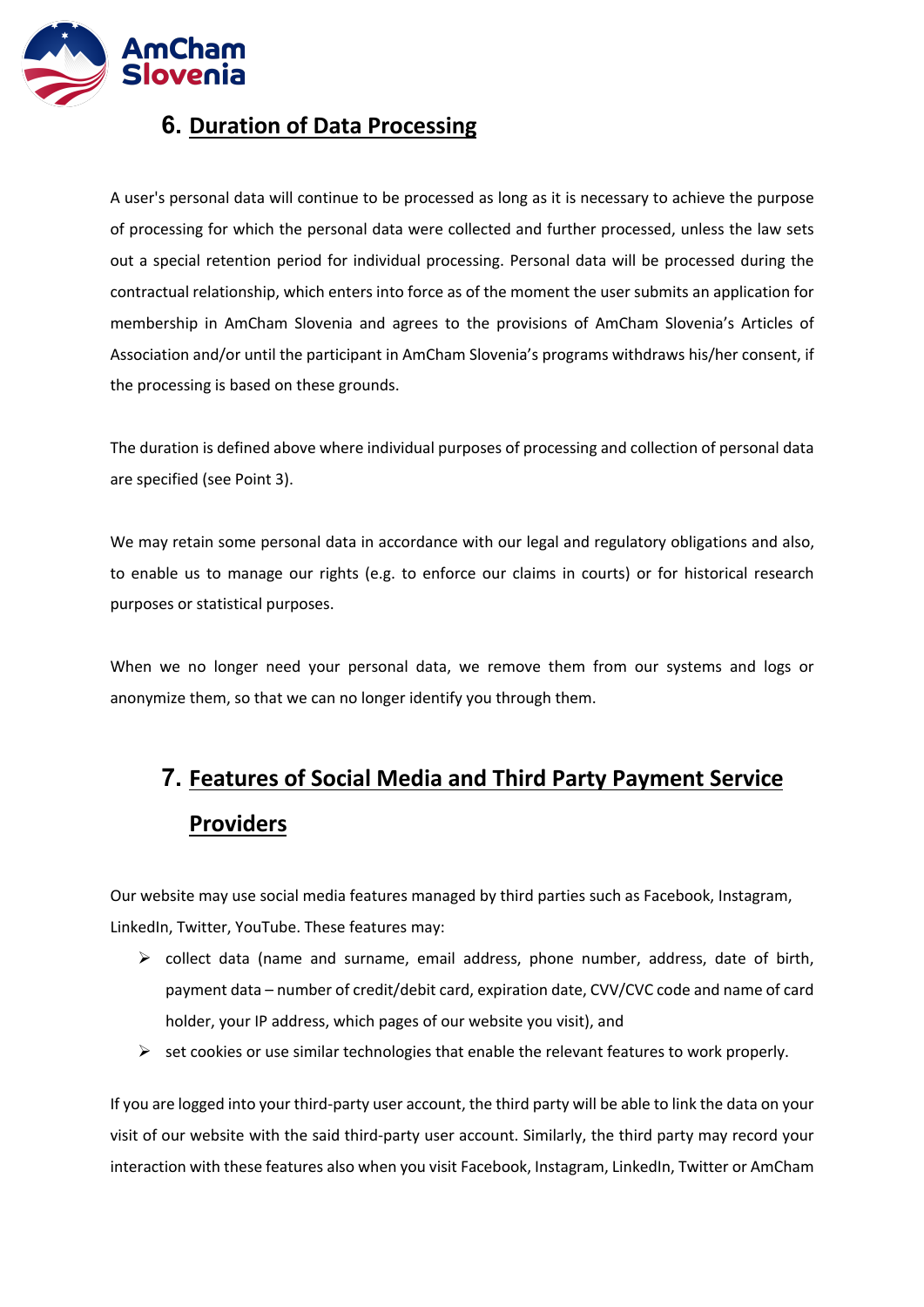## 6. Duration of Data Processing

A user's personal data will continue to be processed as long as it is necessary to achieve the purpose of processing for which the personal data were collected and further processed, unless the law sets out a special retention period for individual processing. Personal data will be processed during the contractual relationship, which enters into force as of the moment the user submits an application for membership in AmCham Slovenia and agrees to the provisions of AmCham Slovenia's Articles of Association and/or until the participant in AmCham Slovenia's programs withdraws his/her consent, if the processing is based on these grounds.

The duration is defined above where individual purposes of processing and collection of personal data are specified (see Point 3).

We may retain some personal data in accordance with our legal and regulatory obligations and also, to enable us to manage our rights (e.g. to enforce our claims in courts) or for historical research purposes or statistical purposes.

When we no longer need your personal data, we remove them from our systems and logs or anonymize them, so that we can no longer identify you through them.

## 7. Features of Social Media and Third Party Payment Service Providers

Our website may use social media features managed by third parties such as Facebook, Instagram, LinkedIn, Twitter, YouTube. These features may:

- collect data (name and surname, email address, phone number, address, date of birth, payment data – number of credit/debit card, expiration date, CVV/CVC code and name of card holder, your IP address, which pages of our website you visit), and
- set cookies or use similar technologies that enable the relevant features to work properly.

If you are logged into your third-party user account, the third party will be able to link the data on your visit of our website with the said third-party user account. Similarly, the third party may record your interaction with these features also when you visit Facebook, Instagram, LinkedIn, Twitter or AmCham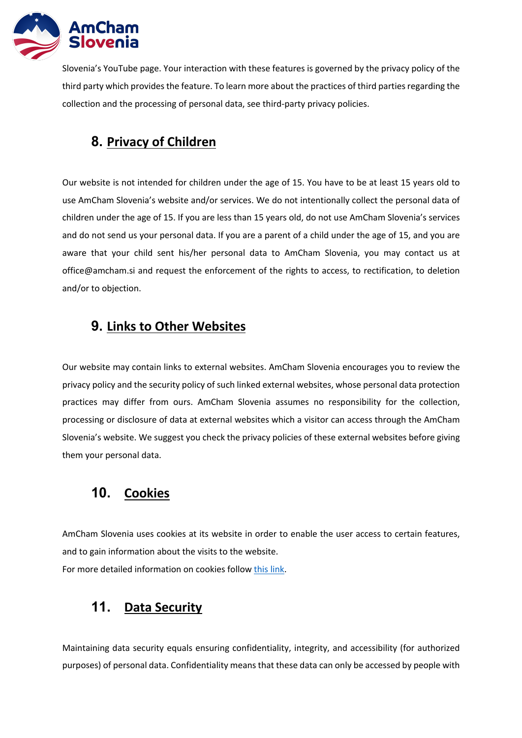Slovenia's YouTube page. Your interaction with these features is governed by the privacy policy of the third party which provides the feature. To learn more about the practices of third parties regarding the collection and the processing of personal data, see third-party privacy policies.

## 8. Privacy of Children

Our website is not intended for children under the age of 15. You have to be at least 15 years old to use AmCham Slovenia's website and/or services. We do not intentionally collect the personal data of children under the age of 15. If you are less than 15 years old, do not use AmCham Slovenia's services and do not send us your personal data. If you are a parent of a child under the age of 15, and you are aware that your child sent his/her personal data to AmCham Slovenia, you may contact us at office@amcham.si and request the enforcement of the rights to access, to rectification, to deletion and/or to objection.

## 9. Links to Other Websites

Our website may contain links to external websites. AmCham Slovenia encourages you to review the privacy policy and the security policy of such linked external websites, whose personal data protection practices may differ from ours. AmCham Slovenia assumes no responsibility for the collection, processing or disclosure of data at external websites which a visitor can access through the AmCham Slovenia's website. We suggest you check the privacy policies of these external websites before giving them your personal data.

## 10. Cookies

AmCham Slovenia uses cookies at its website in order to enable the user access to certain features, and to gain information about the visits to the website.
For more detailed information on cookies follow this link.

## 11. Data Security

Maintaining data security equals ensuring confidentiality, integrity, and accessibility (for authorized purposes) of personal data. Confidentiality means that these data can only be accessed by people with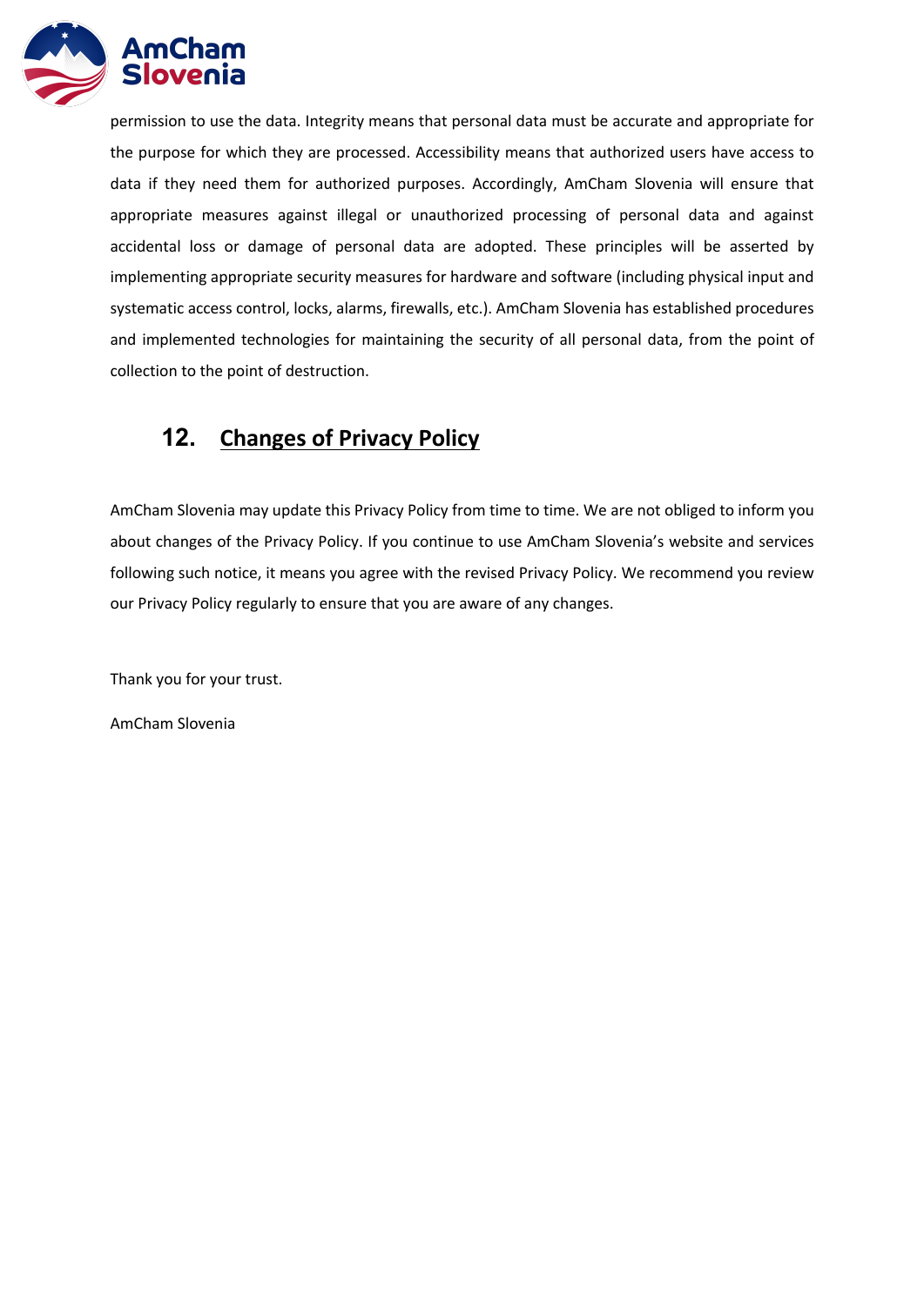permission to use the data. Integrity means that personal data must be accurate and appropriate for the purpose for which they are processed. Accessibility means that authorized users have access to data if they need them for authorized purposes. Accordingly, AmCham Slovenia will ensure that appropriate measures against illegal or unauthorized processing of personal data and against accidental loss or damage of personal data are adopted. These principles will be asserted by implementing appropriate security measures for hardware and software (including physical input and systematic access control, locks, alarms, firewalls, etc.). AmCham Slovenia has established procedures and implemented technologies for maintaining the security of all personal data, from the point of collection to the point of destruction.

## 12. Changes of Privacy Policy

AmCham Slovenia may update this Privacy Policy from time to time. We are not obliged to inform you about changes of the Privacy Policy. If you continue to use AmCham Slovenia's website and services following such notice, it means you agree with the revised Privacy Policy. We recommend you review our Privacy Policy regularly to ensure that you are aware of any changes.

Thank you for your trust.

AmCham Slovenia